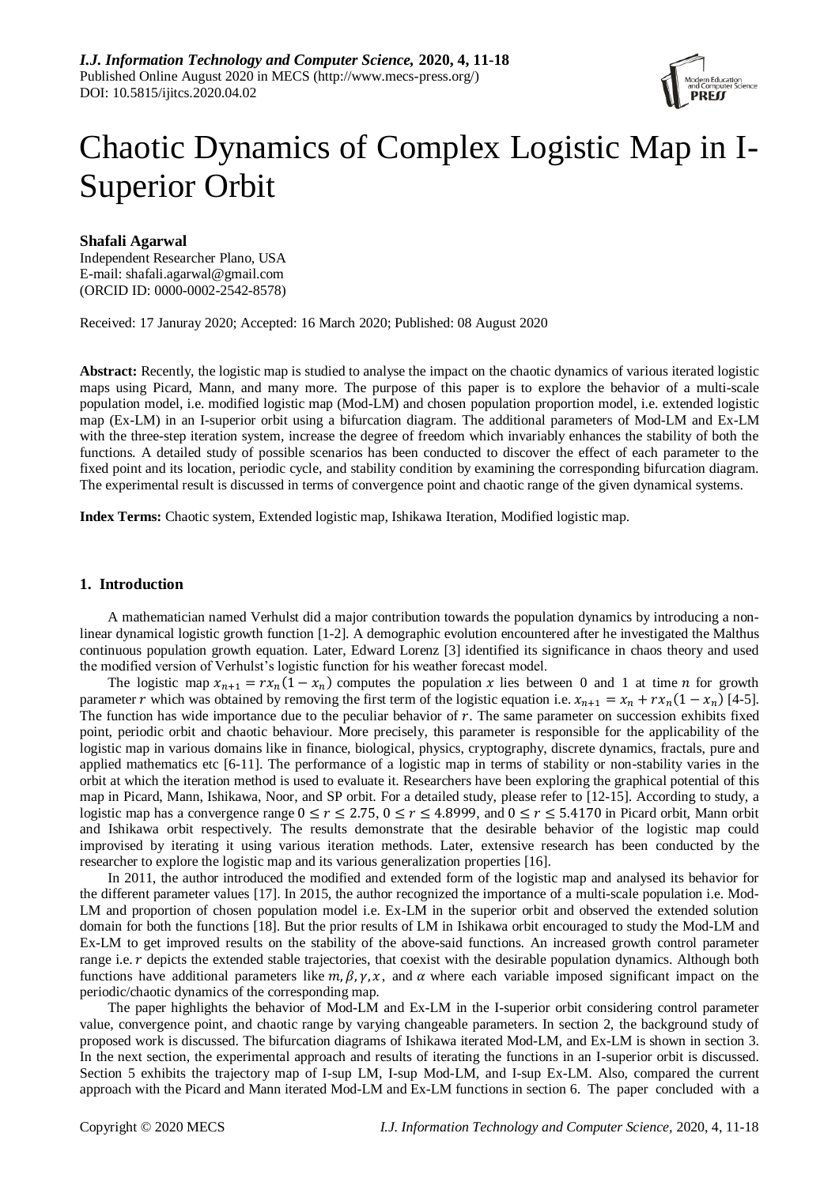# Chaotic Dynamics of Complex Logistic Map in I-Superior Orbit

**Shafali Agarwal**
Independent Researcher Plano, USA
E-mail: shafali.agarwal@gmail.com
(ORCID ID: 0000-0002-2542-8578)

Received: 17 Januray 2020; Accepted: 16 March 2020; Published: 08 August 2020

**Abstract:** Recently, the logistic map is studied to analyse the impact on the chaotic dynamics of various iterated logistic maps using Picard, Mann, and many more. The purpose of this paper is to explore the behavior of a multi-scale population model, i.e. modified logistic map (Mod-LM) and chosen population proportion model, i.e. extended logistic map (Ex-LM) in an I-superior orbit using a bifurcation diagram. The additional parameters of Mod-LM and Ex-LM with the three-step iteration system, increase the degree of freedom which invariably enhances the stability of both the functions. A detailed study of possible scenarios has been conducted to discover the effect of each parameter to the fixed point and its location, periodic cycle, and stability condition by examining the corresponding bifurcation diagram. The experimental result is discussed in terms of convergence point and chaotic range of the given dynamical systems.

**Index Terms:** Chaotic system, Extended logistic map, Ishikawa Iteration, Modified logistic map.

## 1. Introduction

A mathematician named Verhulst did a major contribution towards the population dynamics by introducing a non-linear dynamical logistic growth function [1-2]. A demographic evolution encountered after he investigated the Malthus continuous population growth equation. Later, Edward Lorenz [3] identified its significance in chaos theory and used the modified version of Verhulst's logistic function for his weather forecast model.

The logistic map $x_{n+1} = rx_n(1 - x_n)$ computes the population $x$ lies between 0 and 1 at time $n$ for growth parameter $r$ which was obtained by removing the first term of the logistic equation i.e. $x_{n+1} = x_n + rx_n(1 - x_n)$ [4-5]. The function has wide importance due to the peculiar behavior of $r$. The same parameter on succession exhibits fixed point, periodic orbit and chaotic behaviour. More precisely, this parameter is responsible for the applicability of the logistic map in various domains like in finance, biological, physics, cryptography, discrete dynamics, fractals, pure and applied mathematics etc [6-11]. The performance of a logistic map in terms of stability or non-stability varies in the orbit at which the iteration method is used to evaluate it. Researchers have been exploring the graphical potential of this map in Picard, Mann, Ishikawa, Noor, and SP orbit. For a detailed study, please refer to [12-15]. According to study, a logistic map has a convergence range $0 \le r \le 2.75$, $0 \le r \le 4.8999$, and $0 \le r \le 5.4170$ in Picard orbit, Mann orbit and Ishikawa orbit respectively. The results demonstrate that the desirable behavior of the logistic map could improvised by iterating it using various iteration methods. Later, extensive research has been conducted by the researcher to explore the logistic map and its various generalization properties [16].

In 2011, the author introduced the modified and extended form of the logistic map and analysed its behavior for the different parameter values [17]. In 2015, the author recognized the importance of a multi-scale population i.e. Mod-LM and proportion of chosen population model i.e. Ex-LM in the superior orbit and observed the extended solution domain for both the functions [18]. But the prior results of LM in Ishikawa orbit encouraged to study the Mod-LM and Ex-LM to get improved results on the stability of the above-said functions. An increased growth control parameter range i.e. $r$ depicts the extended stable trajectories, that coexist with the desirable population dynamics. Although both functions have additional parameters like $m, \beta, \gamma, x$, and $\alpha$ where each variable imposed significant impact on the periodic/chaotic dynamics of the corresponding map.

The paper highlights the behavior of Mod-LM and Ex-LM in the I-superior orbit considering control parameter value, convergence point, and chaotic range by varying changeable parameters. In section 2, the background study of proposed work is discussed. The bifurcation diagrams of Ishikawa iterated Mod-LM, and Ex-LM is shown in section 3. In the next section, the experimental approach and results of iterating the functions in an I-superior orbit is discussed. Section 5 exhibits the trajectory map of I-sup LM, I-sup Mod-LM, and I-sup Ex-LM. Also, compared the current approach with the Picard and Mann iterated Mod-LM and Ex-LM functions in section 6. The paper concluded with a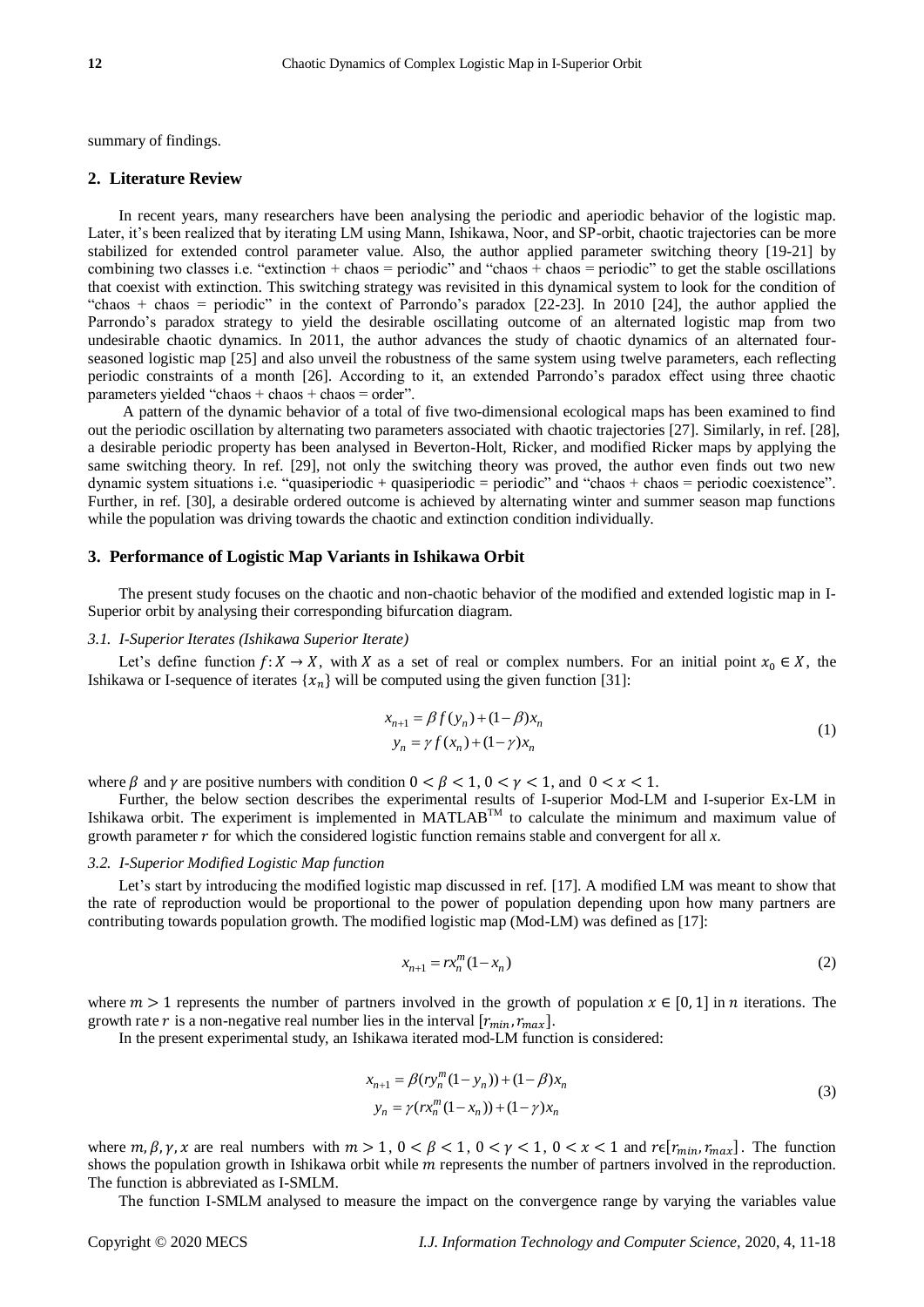summary of findings.

## 2. Literature Review

In recent years, many researchers have been analysing the periodic and aperiodic behavior of the logistic map. Later, it's been realized that by iterating LM using Mann, Ishikawa, Noor, and SP-orbit, chaotic trajectories can be more stabilized for extended control parameter value. Also, the author applied parameter switching theory [19-21] by combining two classes i.e. "extinction + chaos = periodic" and "chaos + chaos = periodic" to get the stable oscillations that coexist with extinction. This switching strategy was revisited in this dynamical system to look for the condition of "chaos + chaos = periodic" in the context of Parrondo's paradox [22-23]. In 2010 [24], the author applied the Parrondo's paradox strategy to yield the desirable oscillating outcome of an alternated logistic map from two undesirable chaotic dynamics. In 2011, the author advances the study of chaotic dynamics of an alternated four-seasoned logistic map [25] and also unveil the robustness of the same system using twelve parameters, each reflecting periodic constraints of a month [26]. According to it, an extended Parrondo's paradox effect using three chaotic parameters yielded "chaos + chaos + chaos = order".

A pattern of the dynamic behavior of a total of five two-dimensional ecological maps has been examined to find out the periodic oscillation by alternating two parameters associated with chaotic trajectories [27]. Similarly, in ref. [28], a desirable periodic property has been analysed in Beverton-Holt, Ricker, and modified Ricker maps by applying the same switching theory. In ref. [29], not only the switching theory was proved, the author even finds out two new dynamic system situations i.e. "quasiperiodic + quasiperiodic = periodic" and "chaos + chaos = periodic coexistence". Further, in ref. [30], a desirable ordered outcome is achieved by alternating winter and summer season map functions while the population was driving towards the chaotic and extinction condition individually.

## 3. Performance of Logistic Map Variants in Ishikawa Orbit

The present study focuses on the chaotic and non-chaotic behavior of the modified and extended logistic map in I-Superior orbit by analysing their corresponding bifurcation diagram.

### *3.1. I-Superior Iterates (Ishikawa Superior Iterate)*

Let's define function $f: X \to X$, with $X$ as a set of real or complex numbers. For an initial point $x_0 \in X$, the Ishikawa or I-sequence of iterates $\{x_n\}$ will be computed using the given function [31]:

$$
\begin{aligned}
x_{n+1} &= \beta f(y_n) + (1-\beta)x_n \\
y_n &= \gamma f(x_n) + (1-\gamma)x_n
\end{aligned}
\tag{1}
$$

where $\beta$ and $\gamma$ are positive numbers with condition $0 < \beta < 1$, $0 < \gamma < 1$, and $0 < x < 1$.

Further, the below section describes the experimental results of I-superior Mod-LM and I-superior Ex-LM in Ishikawa orbit. The experiment is implemented in MATLAB™ to calculate the minimum and maximum value of growth parameter $r$ for which the considered logistic function remains stable and convergent for all $x$.

### *3.2. I-Superior Modified Logistic Map function*

Let's start by introducing the modified logistic map discussed in ref. [17]. A modified LM was meant to show that the rate of reproduction would be proportional to the power of population depending upon how many partners are contributing towards population growth. The modified logistic map (Mod-LM) was defined as [17]:

$$
x_{n+1} = r x_n^m (1 - x_n)
\tag{2}
$$

where $m > 1$ represents the number of partners involved in the growth of population $x \in [0, 1]$ in $n$ iterations. The growth rate $r$ is a non-negative real number lies in the interval $[r_{min}, r_{max}]$.

In the present experimental study, an Ishikawa iterated mod-LM function is considered:

$$
\begin{aligned}
x_{n+1} &= \beta(r y_n^m (1 - y_n)) + (1-\beta)x_n \\
y_n &= \gamma(r x_n^m (1 - x_n)) + (1-\gamma)x_n
\end{aligned}
\tag{3}
$$

where $m, \beta, \gamma, x$ are real numbers with $m > 1$, $0 < \beta < 1$, $0 < \gamma < 1$, $0 < x < 1$ and $r \epsilon [r_{min}, r_{max}]$. The function shows the population growth in Ishikawa orbit while $m$ represents the number of partners involved in the reproduction. The function is abbreviated as I-SMLM.

The function I-SMLM analysed to measure the impact on the convergence range by varying the variables value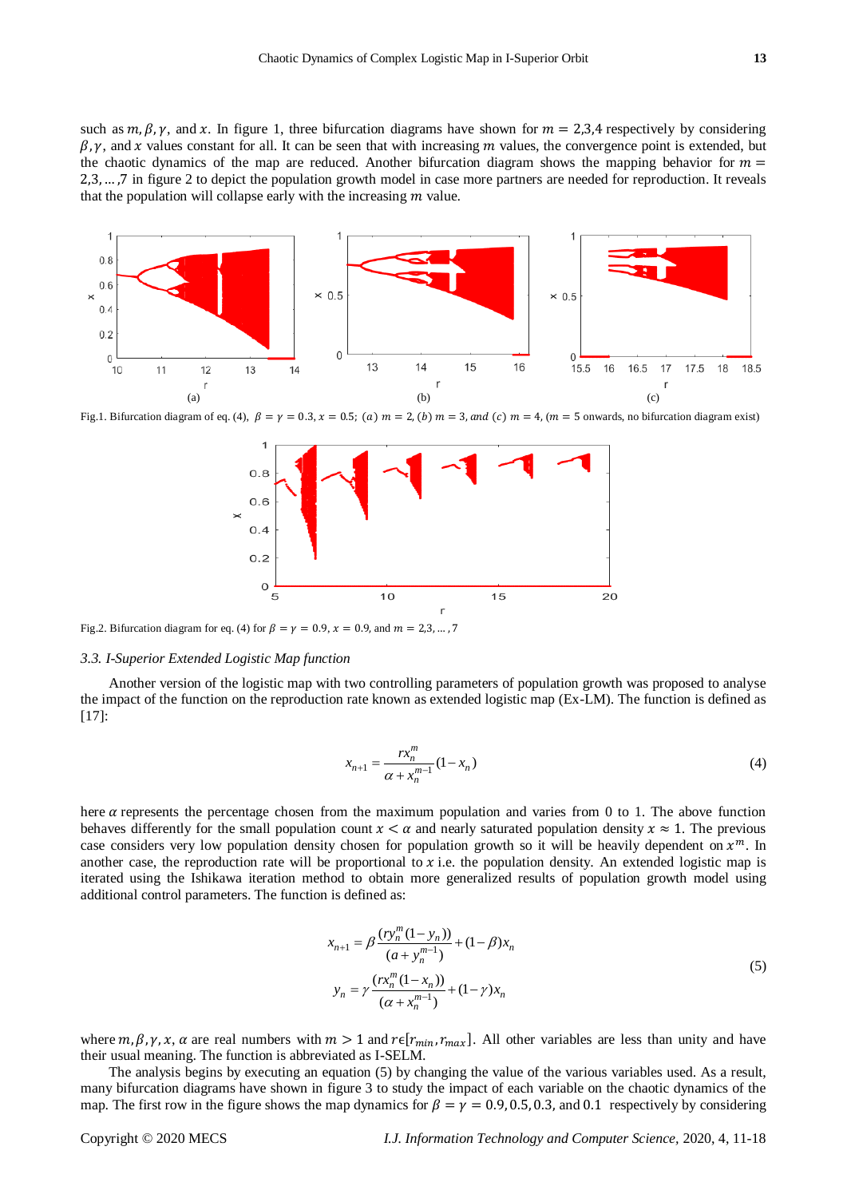such as $m, \beta, \gamma$, and $x$. In figure 1, three bifurcation diagrams have shown for $m = 2,3,4$ respectively by considering $\beta, \gamma$, and $x$ values constant for all. It can be seen that with increasing $m$ values, the convergence point is extended, but the chaotic dynamics of the map are reduced. Another bifurcation diagram shows the mapping behavior for $m = 2,3,\ldots,7$ in figure 2 to depict the population growth model in case more partners are needed for reproduction. It reveals that the population will collapse early with the increasing $m$ value.

Fig.1. Bifurcation diagram of eq. (4), $\beta = \gamma = 0.3, x = 0.5$; $(a)$ $m = 2$, $(b)$ $m = 3$, *and* $(c)$ $m = 4$, ($m = 5$ onwards, no bifurcation diagram exist)

Fig.2. Bifurcation diagram for eq. (4) for $\beta = \gamma = 0.9$, $x = 0.9$, and $m = 2,3,\ldots,7$

### 3.3. I-Superior Extended Logistic Map function

Another version of the logistic map with two controlling parameters of population growth was proposed to analyse the impact of the function on the reproduction rate known as extended logistic map (Ex-LM). The function is defined as [17]:

$$x_{n+1} = \frac{rx_n^m}{\alpha + x_n^{m-1}}(1 - x_n) \tag{4}$$

here $\alpha$ represents the percentage chosen from the maximum population and varies from 0 to 1. The above function behaves differently for the small population count $x < \alpha$ and nearly saturated population density $x \approx 1$. The previous case considers very low population density chosen for population growth so it will be heavily dependent on $x^m$. In another case, the reproduction rate will be proportional to $x$ i.e. the population density. An extended logistic map is iterated using the Ishikawa iteration method to obtain more generalized results of population growth model using additional control parameters. The function is defined as:

$$\begin{aligned} x_{n+1} &= \beta \frac{(ry_n^m(1-y_n))}{(a + y_n^{m-1})} + (1-\beta)x_n \\ y_n &= \gamma \frac{(rx_n^m(1-x_n))}{(\alpha + x_n^{m-1})} + (1-\gamma)x_n \end{aligned} \tag{5}$$

where $m, \beta, \gamma, x, \alpha$ are real numbers with $m > 1$ and $r \epsilon [r_{min}, r_{max}]$. All other variables are less than unity and have their usual meaning. The function is abbreviated as I-SELM.

The analysis begins by executing an equation (5) by changing the value of the various variables used. As a result, many bifurcation diagrams have shown in figure 3 to study the impact of each variable on the chaotic dynamics of the map. The first row in the figure shows the map dynamics for $\beta = \gamma = 0.9, 0.5, 0.3,$ and $0.1$ respectively by considering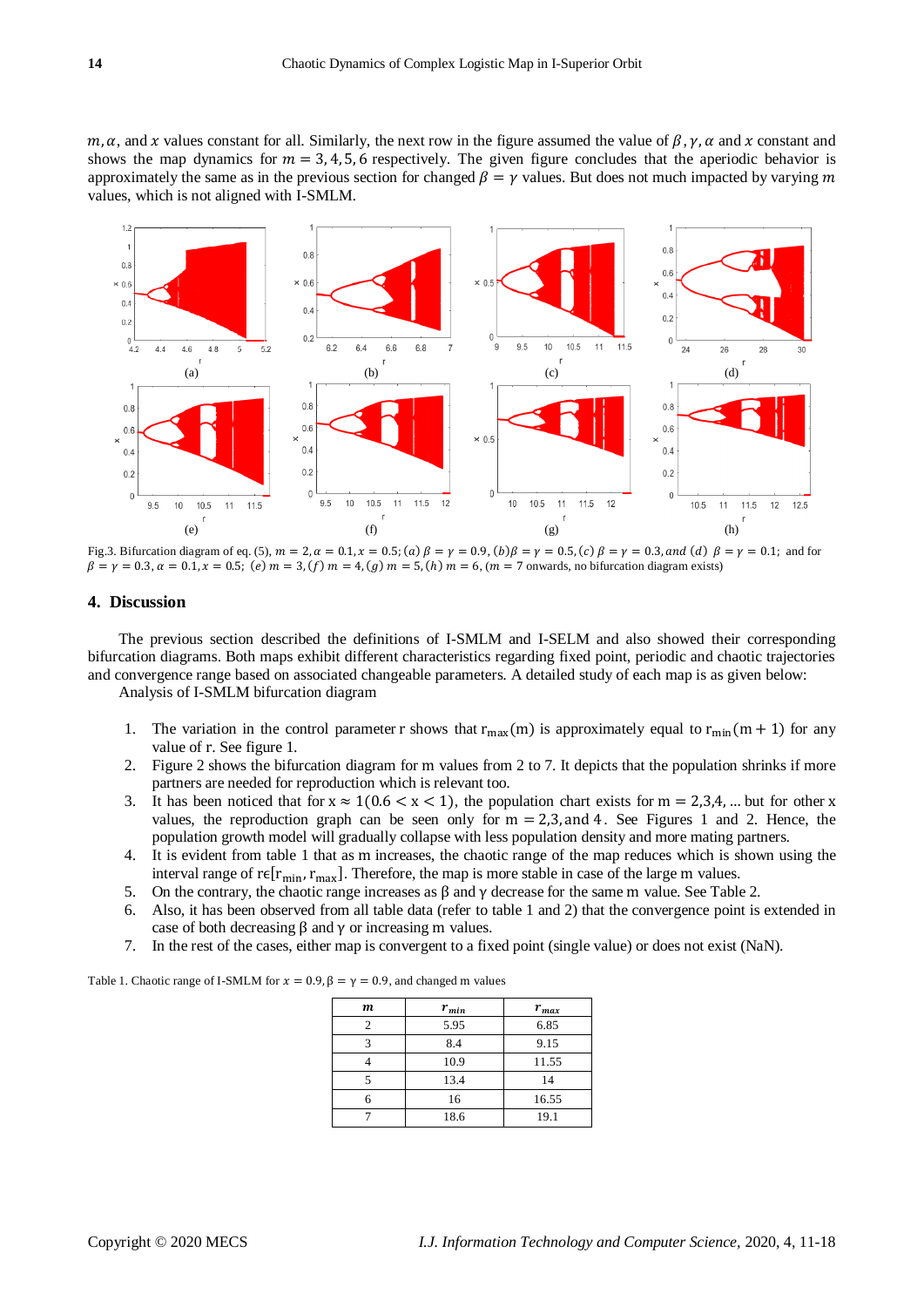$m, \alpha$, and $x$ values constant for all. Similarly, the next row in the figure assumed the value of $\beta, \gamma, \alpha$ and $x$ constant and shows the map dynamics for $m = 3, 4, 5, 6$ respectively. The given figure concludes that the aperiodic behavior is approximately the same as in the previous section for changed $\beta = \gamma$ values. But does not much impacted by varying $m$ values, which is not aligned with I-SMLM.

Fig.3. Bifurcation diagram of eq. (5), $m = 2, \alpha = 0.1, x = 0.5$; $(a)\ \beta = \gamma = 0.9$, $(b) \beta = \gamma = 0.5$, $(c)\ \beta = \gamma = 0.3$, *and* $(d)\ \beta = \gamma = 0.1$; and for $\beta = \gamma = 0.3, \alpha = 0.1, x = 0.5$; $(e)\ m = 3$, $(f)\ m = 4$, $(g)\ m = 5$, $(h)\ m = 6$, ($m = 7$ onwards, no bifurcation diagram exists)

## 4. Discussion

The previous section described the definitions of I-SMLM and I-SELM and also showed their corresponding bifurcation diagrams. Both maps exhibit different characteristics regarding fixed point, periodic and chaotic trajectories and convergence range based on associated changeable parameters. A detailed study of each map is as given below:

Analysis of I-SMLM bifurcation diagram

1. The variation in the control parameter r shows that $r_{max}(m)$ is approximately equal to $r_{min}(m + 1)$ for any value of r. See figure 1.
2. Figure 2 shows the bifurcation diagram for m values from 2 to 7. It depicts that the population shrinks if more partners are needed for reproduction which is relevant too.
3. It has been noticed that for $x \approx 1 (0.6 < x < 1)$, the population chart exists for $m = 2,3,4, \ldots$ but for other x values, the reproduction graph can be seen only for $m = 2, 3$, and $4$. See Figures 1 and 2. Hence, the population model will gradually collapse with less population density and more mating partners.
4. It is evident from table 1 that as m increases, the chaotic range of the map reduces which is shown using the interval range of $r \epsilon [r_{min}, r_{max}]$. Therefore, the map is more stable in case of the large m values.
5. On the contrary, the chaotic range increases as β and γ decrease for the same m value. See Table 2.
6. Also, it has been observed from all table data (refer to table 1 and 2) that the convergence point is extended in case of both decreasing β and γ or increasing m values.
7. In the rest of the cases, either map is convergent to a fixed point (single value) or does not exist (NaN).

Table 1. Chaotic range of I-SMLM for $x = 0.9$, $\beta = \gamma = 0.9$, and changed m values

| $m$ | $r_{min}$ | $r_{max}$ |
|---|---|---|
| 2 | 5.95 | 6.85 |
| 3 | 8.4 | 9.15 |
| 4 | 10.9 | 11.55 |
| 5 | 13.4 | 14 |
| 6 | 16 | 16.55 |
| 7 | 18.6 | 19.1 |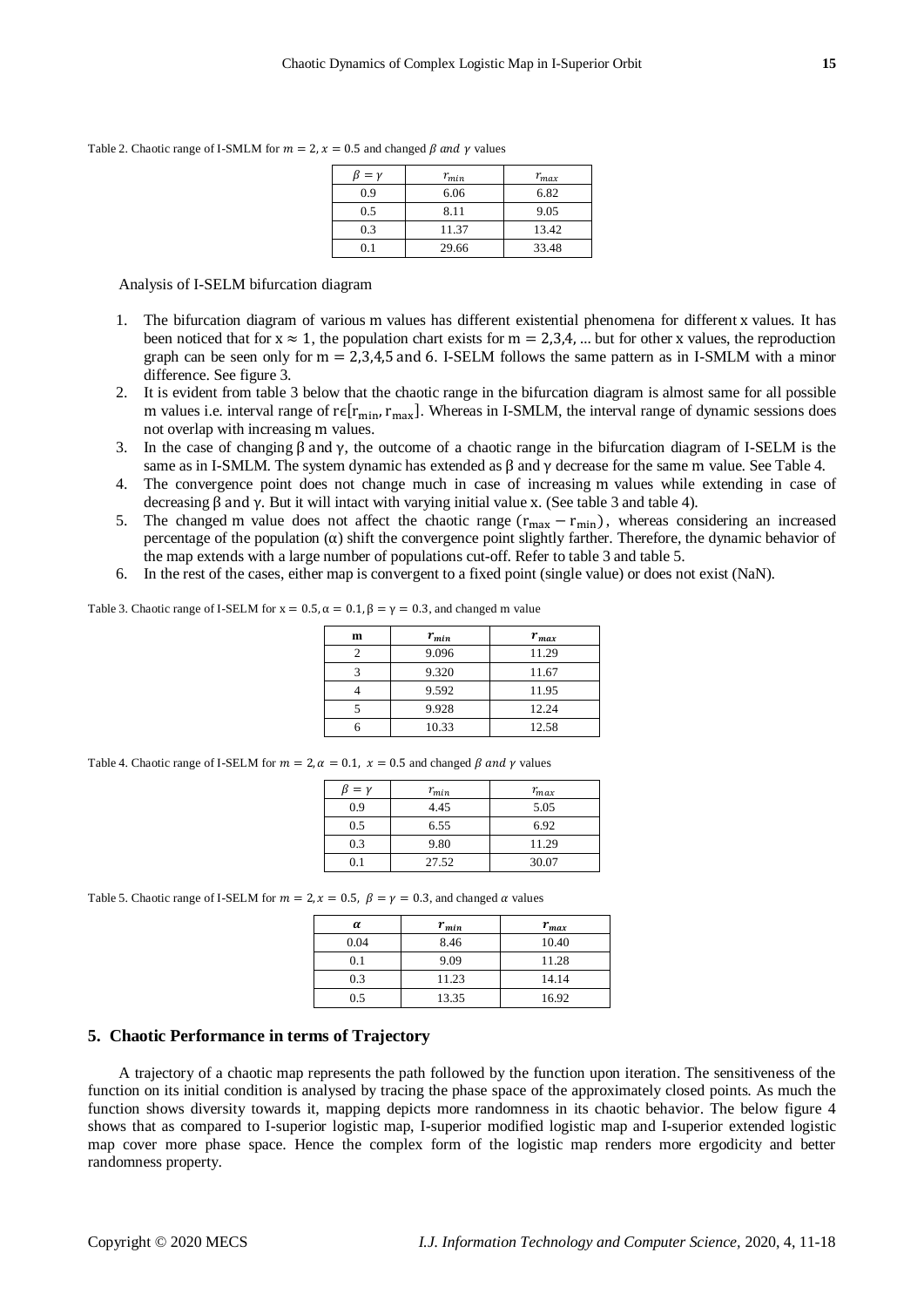Table 2. Chaotic range of I-SMLM for $m = 2, x = 0.5$ and changed $\beta$ *and* $\gamma$ values

| $\beta = \gamma$ | $r_{min}$ | $r_{max}$ |
|---|---|---|
| 0.9 | 6.06 | 6.82 |
| 0.5 | 8.11 | 9.05 |
| 0.3 | 11.37 | 13.42 |
| 0.1 | 29.66 | 33.48 |

Analysis of I-SELM bifurcation diagram

1. The bifurcation diagram of various m values has different existential phenomena for different x values. It has been noticed that for $x \approx 1$, the population chart exists for $m = 2,3,4, \ldots$ but for other x values, the reproduction graph can be seen only for $m = 2,3,4,5$ and $6$. I-SELM follows the same pattern as in I-SMLM with a minor difference. See figure 3.
2. It is evident from table 3 below that the chaotic range in the bifurcation diagram is almost same for all possible m values i.e. interval range of $r \epsilon [r_{min}, r_{max}]$. Whereas in I-SMLM, the interval range of dynamic sessions does not overlap with increasing m values.
3. In the case of changing $\beta$ and $\gamma$, the outcome of a chaotic range in the bifurcation diagram of I-SELM is the same as in I-SMLM. The system dynamic has extended as $\beta$ and $\gamma$ decrease for the same m value. See Table 4.
4. The convergence point does not change much in case of increasing m values while extending in case of decreasing $\beta$ and $\gamma$. But it will intact with varying initial value x. (See table 3 and table 4).
5. The changed m value does not affect the chaotic range $(r_{max} - r_{min})$, whereas considering an increased percentage of the population ($\alpha$) shift the convergence point slightly farther. Therefore, the dynamic behavior of the map extends with a large number of populations cut-off. Refer to table 3 and table 5.
6. In the rest of the cases, either map is convergent to a fixed point (single value) or does not exist (NaN).

Table 3. Chaotic range of I-SELM for $x = 0.5, \alpha = 0.1, \beta = \gamma = 0.3$, and changed m value

| m | $r_{min}$ | $r_{max}$ |
|---|---|---|
| 2 | 9.096 | 11.29 |
| 3 | 9.320 | 11.67 |
| 4 | 9.592 | 11.95 |
| 5 | 9.928 | 12.24 |
| 6 | 10.33 | 12.58 |

Table 4. Chaotic range of I-SELM for $m = 2, \alpha = 0.1,\ x = 0.5$ and changed $\beta$ *and* $\gamma$ values

| $\beta = \gamma$ | $r_{min}$ | $r_{max}$ |
|---|---|---|
| 0.9 | 4.45 | 5.05 |
| 0.5 | 6.55 | 6.92 |
| 0.3 | 9.80 | 11.29 |
| 0.1 | 27.52 | 30.07 |

Table 5. Chaotic range of I-SELM for $m = 2, x = 0.5,\ \beta = \gamma = 0.3$, and changed $\alpha$ values

| $\alpha$ | $r_{min}$ | $r_{max}$ |
|---|---|---|
| 0.04 | 8.46 | 10.40 |
| 0.1 | 9.09 | 11.28 |
| 0.3 | 11.23 | 14.14 |
| 0.5 | 13.35 | 16.92 |

## 5. Chaotic Performance in terms of Trajectory

A trajectory of a chaotic map represents the path followed by the function upon iteration. The sensitiveness of the function on its initial condition is analysed by tracing the phase space of the approximately closed points. As much the function shows diversity towards it, mapping depicts more randomness in its chaotic behavior. The below figure 4 shows that as compared to I-superior logistic map, I-superior modified logistic map and I-superior extended logistic map cover more phase space. Hence the complex form of the logistic map renders more ergodicity and better randomness property.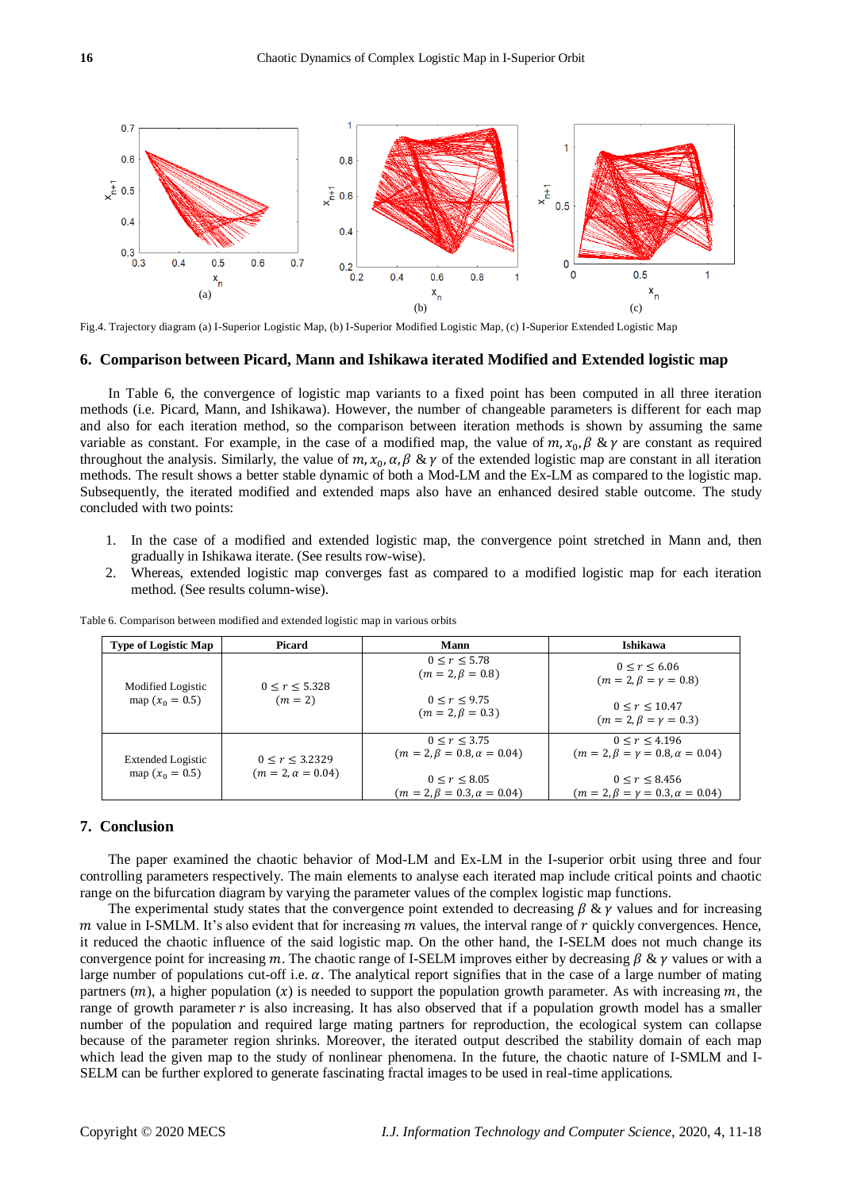Fig.4. Trajectory diagram (a) I-Superior Logistic Map, (b) I-Superior Modified Logistic Map, (c) I-Superior Extended Logistic Map

## 6. Comparison between Picard, Mann and Ishikawa iterated Modified and Extended logistic map

In Table 6, the convergence of logistic map variants to a fixed point has been computed in all three iteration methods (i.e. Picard, Mann, and Ishikawa). However, the number of changeable parameters is different for each map and also for each iteration method, so the comparison between iteration methods is shown by assuming the same variable as constant. For example, in the case of a modified map, the value of $m, x_0, \beta$ & $\gamma$ are constant as required throughout the analysis. Similarly, the value of $m, x_0, \alpha, \beta$ & $\gamma$ of the extended logistic map are constant in all iteration methods. The result shows a better stable dynamic of both a Mod-LM and the Ex-LM as compared to the logistic map. Subsequently, the iterated modified and extended maps also have an enhanced desired stable outcome. The study concluded with two points:

1. In the case of a modified and extended logistic map, the convergence point stretched in Mann and, then gradually in Ishikawa iterate. (See results row-wise).
2. Whereas, extended logistic map converges fast as compared to a modified logistic map for each iteration method. (See results column-wise).

Table 6. Comparison between modified and extended logistic map in various orbits

| Type of Logistic Map | Picard | Mann | Ishikawa |
|---|---|---|---|
| Modified Logistic map ($x_0 = 0.5$) | $0 \le r \le 5.328$ ($m = 2$) | $0 \le r \le 5.78$ ($m = 2, \beta = 0.8$)<br>$0 \le r \le 9.75$ ($m = 2, \beta = 0.3$) | $0 \le r \le 6.06$ ($m = 2, \beta = \gamma = 0.8$)<br>$0 \le r \le 10.47$ ($m = 2, \beta = \gamma = 0.3$) |
| Extended Logistic map ($x_0 = 0.5$) | $0 \le r \le 3.2329$ ($m = 2, \alpha = 0.04$) | $0 \le r \le 3.75$ ($m = 2, \beta = 0.8, \alpha = 0.04$)<br>$0 \le r \le 8.05$ ($m = 2, \beta = 0.3, \alpha = 0.04$) | $0 \le r \le 4.196$ ($m = 2, \beta = \gamma = 0.8, \alpha = 0.04$)<br>$0 \le r \le 8.456$ ($m = 2, \beta = \gamma = 0.3, \alpha = 0.04$) |

## 7. Conclusion

The paper examined the chaotic behavior of Mod-LM and Ex-LM in the I-superior orbit using three and four controlling parameters respectively. The main elements to analyse each iterated map include critical points and chaotic range on the bifurcation diagram by varying the parameter values of the complex logistic map functions.

The experimental study states that the convergence point extended to decreasing $\beta$ & $\gamma$ values and for increasing $m$ value in I-SMLM. It's also evident that for increasing $m$ values, the interval range of $r$ quickly convergences. Hence, it reduced the chaotic influence of the said logistic map. On the other hand, the I-SELM does not much change its convergence point for increasing $m$. The chaotic range of I-SELM improves either by decreasing $\beta$ & $\gamma$ values or with a large number of populations cut-off i.e. $\alpha$. The analytical report signifies that in the case of a large number of mating partners $(m)$, a higher population $(x)$ is needed to support the population growth parameter. As with increasing $m$, the range of growth parameter $r$ is also increasing. It has also observed that if a population growth model has a smaller number of the population and required large mating partners for reproduction, the ecological system can collapse because of the parameter region shrinks. Moreover, the iterated output described the stability domain of each map which lead the given map to the study of nonlinear phenomena. In the future, the chaotic nature of I-SMLM and I-SELM can be further explored to generate fascinating fractal images to be used in real-time applications.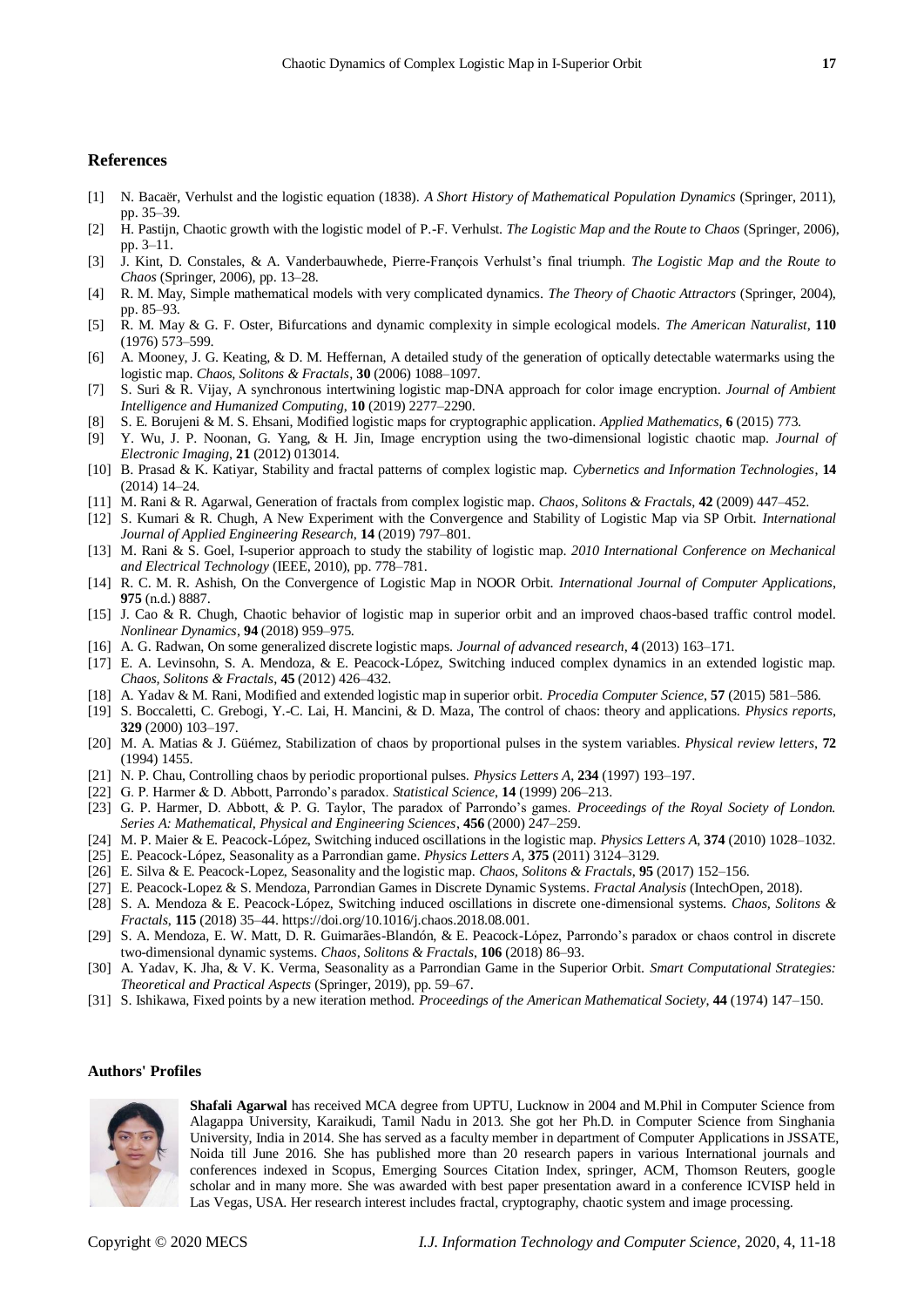## References

[1] N. Bacaër, Verhulst and the logistic equation (1838). *A Short History of Mathematical Population Dynamics* (Springer, 2011), pp. 35–39.

[2] H. Pastijn, Chaotic growth with the logistic model of P.-F. Verhulst. *The Logistic Map and the Route to Chaos* (Springer, 2006), pp. 3–11.

[3] J. Kint, D. Constales, & A. Vanderbauwhede, Pierre-François Verhulst's final triumph. *The Logistic Map and the Route to Chaos* (Springer, 2006), pp. 13–28.

[4] R. M. May, Simple mathematical models with very complicated dynamics. *The Theory of Chaotic Attractors* (Springer, 2004), pp. 85–93.

[5] R. M. May & G. F. Oster, Bifurcations and dynamic complexity in simple ecological models. *The American Naturalist*, **110** (1976) 573–599.

[6] A. Mooney, J. G. Keating, & D. M. Heffernan, A detailed study of the generation of optically detectable watermarks using the logistic map. *Chaos, Solitons & Fractals*, **30** (2006) 1088–1097.

[7] S. Suri & R. Vijay, A synchronous intertwining logistic map-DNA approach for color image encryption. *Journal of Ambient Intelligence and Humanized Computing*, **10** (2019) 2277–2290.

[8] S. E. Borujeni & M. S. Ehsani, Modified logistic maps for cryptographic application. *Applied Mathematics*, **6** (2015) 773.

[9] Y. Wu, J. P. Noonan, G. Yang, & H. Jin, Image encryption using the two-dimensional logistic chaotic map. *Journal of Electronic Imaging*, **21** (2012) 013014.

[10] B. Prasad & K. Katiyar, Stability and fractal patterns of complex logistic map. *Cybernetics and Information Technologies*, **14** (2014) 14–24.

[11] M. Rani & R. Agarwal, Generation of fractals from complex logistic map. *Chaos, Solitons & Fractals*, **42** (2009) 447–452.

[12] S. Kumari & R. Chugh, A New Experiment with the Convergence and Stability of Logistic Map via SP Orbit. *International Journal of Applied Engineering Research*, **14** (2019) 797–801.

[13] M. Rani & S. Goel, I-superior approach to study the stability of logistic map. *2010 International Conference on Mechanical and Electrical Technology* (IEEE, 2010), pp. 778–781.

[14] R. C. M. R. Ashish, On the Convergence of Logistic Map in NOOR Orbit. *International Journal of Computer Applications*, **975** (n.d.) 8887.

[15] J. Cao & R. Chugh, Chaotic behavior of logistic map in superior orbit and an improved chaos-based traffic control model. *Nonlinear Dynamics*, **94** (2018) 959–975.

[16] A. G. Radwan, On some generalized discrete logistic maps. *Journal of advanced research*, **4** (2013) 163–171.

[17] E. A. Levinsohn, S. A. Mendoza, & E. Peacock-López, Switching induced complex dynamics in an extended logistic map. *Chaos, Solitons & Fractals*, **45** (2012) 426–432.

[18] A. Yadav & M. Rani, Modified and extended logistic map in superior orbit. *Procedia Computer Science*, **57** (2015) 581–586.

[19] S. Boccaletti, C. Grebogi, Y.-C. Lai, H. Mancini, & D. Maza, The control of chaos: theory and applications. *Physics reports*, **329** (2000) 103–197.

[20] M. A. Matias & J. Güémez, Stabilization of chaos by proportional pulses in the system variables. *Physical review letters*, **72** (1994) 1455.

[21] N. P. Chau, Controlling chaos by periodic proportional pulses. *Physics Letters A*, **234** (1997) 193–197.

[22] G. P. Harmer & D. Abbott, Parrondo's paradox. *Statistical Science*, **14** (1999) 206–213.

[23] G. P. Harmer, D. Abbott, & P. G. Taylor, The paradox of Parrondo's games. *Proceedings of the Royal Society of London. Series A: Mathematical, Physical and Engineering Sciences*, **456** (2000) 247–259.

[24] M. P. Maier & E. Peacock-López, Switching induced oscillations in the logistic map. *Physics Letters A*, **374** (2010) 1028–1032.

[25] E. Peacock-López, Seasonality as a Parrondian game. *Physics Letters A*, **375** (2011) 3124–3129.

[26] E. Silva & E. Peacock-Lopez, Seasonality and the logistic map. *Chaos, Solitons & Fractals*, **95** (2017) 152–156.

[27] E. Peacock-Lopez & S. Mendoza, Parrondian Games in Discrete Dynamic Systems. *Fractal Analysis* (IntechOpen, 2018).

[28] S. A. Mendoza & E. Peacock-López, Switching induced oscillations in discrete one-dimensional systems. *Chaos, Solitons & Fractals*, **115** (2018) 35–44. https://doi.org/10.1016/j.chaos.2018.08.001.

[29] S. A. Mendoza, E. W. Matt, D. R. Guimarães-Blandón, & E. Peacock-López, Parrondo's paradox or chaos control in discrete two-dimensional dynamic systems. *Chaos, Solitons & Fractals*, **106** (2018) 86–93.

[30] A. Yadav, K. Jha, & V. K. Verma, Seasonality as a Parrondian Game in the Superior Orbit. *Smart Computational Strategies: Theoretical and Practical Aspects* (Springer, 2019), pp. 59–67.

[31] S. Ishikawa, Fixed points by a new iteration method. *Proceedings of the American Mathematical Society*, **44** (1974) 147–150.

### Authors' Profiles

**Shafali Agarwal** has received MCA degree from UPTU, Lucknow in 2004 and M.Phil in Computer Science from Alagappa University, Karaikudi, Tamil Nadu in 2013. She got her Ph.D. in Computer Science from Singhania University, India in 2014. She has served as a faculty member in department of Computer Applications in JSSATE, Noida till June 2016. She has published more than 20 research papers in various International journals and conferences indexed in Scopus, Emerging Sources Citation Index, springer, ACM, Thomson Reuters, google scholar and in many more. She was awarded with best paper presentation award in a conference ICVISP held in Las Vegas, USA. Her research interest includes fractal, cryptography, chaotic system and image processing.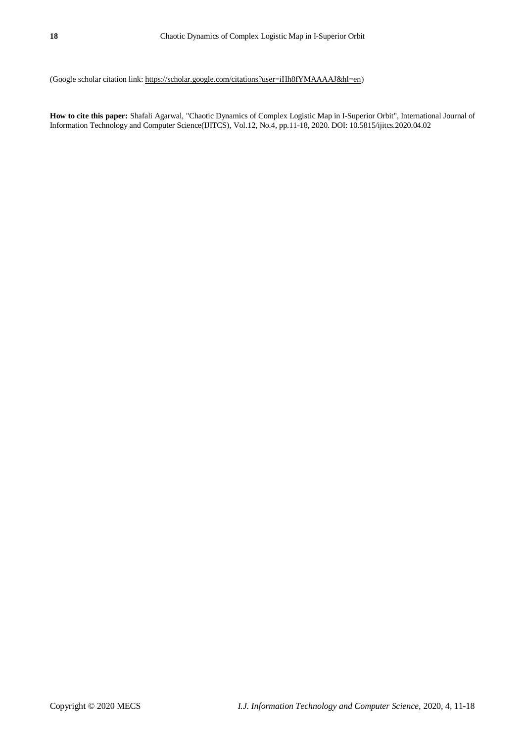(Google scholar citation link: https://scholar.google.com/citations?user=iHh8fYMAAAAJ&hl=en)

**How to cite this paper:** Shafali Agarwal, "Chaotic Dynamics of Complex Logistic Map in I-Superior Orbit", International Journal of Information Technology and Computer Science(IJITCS), Vol.12, No.4, pp.11-18, 2020. DOI: 10.5815/ijitcs.2020.04.02